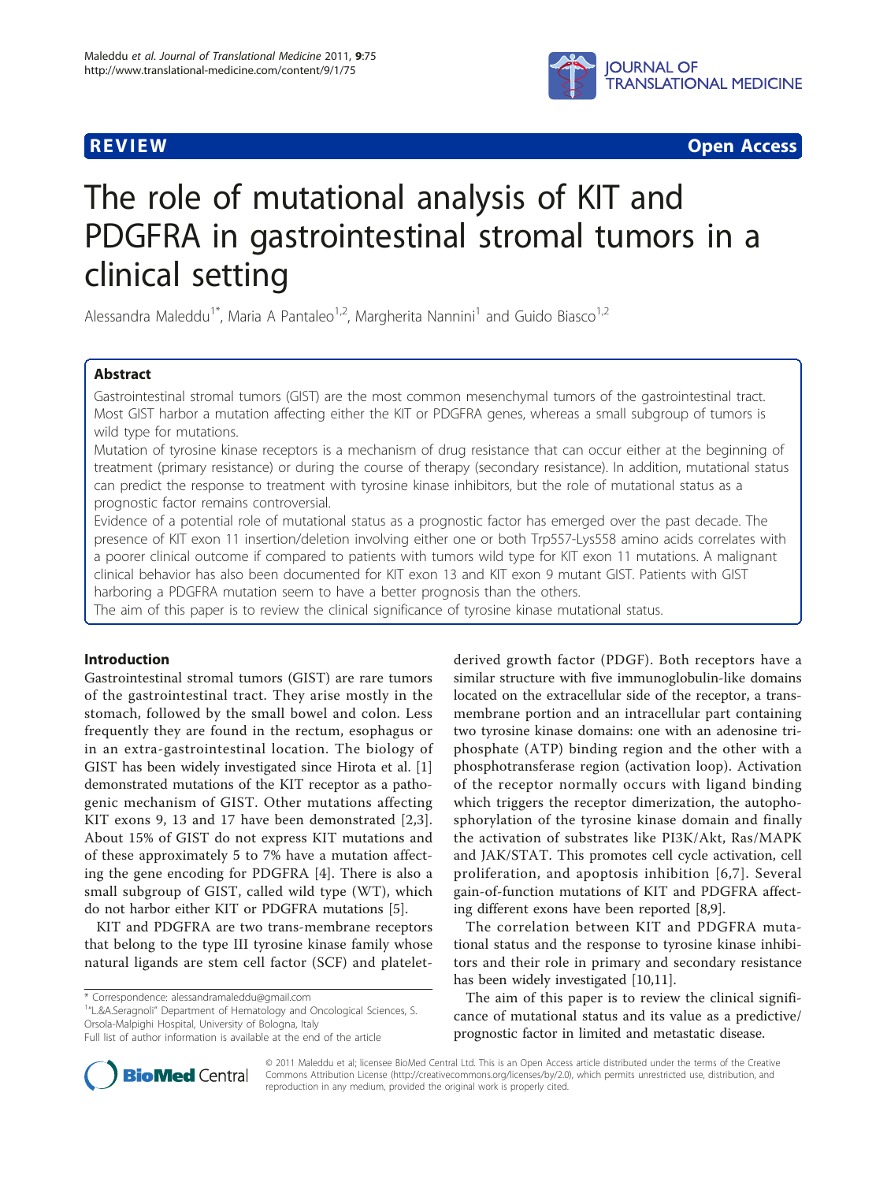**REVIEW** **Open Access**

# The role of mutational analysis of KIT and PDGFRA in gastrointestinal stromal tumors in a clinical setting

Alessandra Maleddu[1*], Maria A Pantaleo[1,2], Margherita Nannini[1] and Guido Biasco[1,2]

## Abstract

Gastrointestinal stromal tumors (GIST) are the most common mesenchymal tumors of the gastrointestinal tract. Most GIST harbor a mutation affecting either the KIT or PDGFRA genes, whereas a small subgroup of tumors is wild type for mutations.

Mutation of tyrosine kinase receptors is a mechanism of drug resistance that can occur either at the beginning of treatment (primary resistance) or during the course of therapy (secondary resistance). In addition, mutational status can predict the response to treatment with tyrosine kinase inhibitors, but the role of mutational status as a prognostic factor remains controversial.

Evidence of a potential role of mutational status as a prognostic factor has emerged over the past decade. The presence of KIT exon 11 insertion/deletion involving either one or both Trp557-Lys558 amino acids correlates with a poorer clinical outcome if compared to patients with tumors wild type for KIT exon 11 mutations. A malignant clinical behavior has also been documented for KIT exon 13 and KIT exon 9 mutant GIST. Patients with GIST harboring a PDGFRA mutation seem to have a better prognosis than the others.

The aim of this paper is to review the clinical significance of tyrosine kinase mutational status.

## Introduction

Gastrointestinal stromal tumors (GIST) are rare tumors of the gastrointestinal tract. They arise mostly in the stomach, followed by the small bowel and colon. Less frequently they are found in the rectum, esophagus or in an extra-gastrointestinal location. The biology of GIST has been widely investigated since Hirota et al. [1] demonstrated mutations of the KIT receptor as a pathogenic mechanism of GIST. Other mutations affecting KIT exons 9, 13 and 17 have been demonstrated [2,3]. About 15% of GIST do not express KIT mutations and of these approximately 5 to 7% have a mutation affecting the gene encoding for PDGFRA [4]. There is also a small subgroup of GIST, called wild type (WT), which do not harbor either KIT or PDGFRA mutations [5].

KIT and PDGFRA are two trans-membrane receptors that belong to the type III tyrosine kinase family whose natural ligands are stem cell factor (SCF) and platelet-derived growth factor (PDGF). Both receptors have a similar structure with five immunoglobulin-like domains located on the extracellular side of the receptor, a trans-membrane portion and an intracellular part containing two tyrosine kinase domains: one with an adenosine triphosphate (ATP) binding region and the other with a phosphotransferase region (activation loop). Activation of the receptor normally occurs with ligand binding which triggers the receptor dimerization, the autophosphorylation of the tyrosine kinase domain and finally the activation of substrates like PI3K/Akt, Ras/MAPK and JAK/STAT. This promotes cell cycle activation, cell proliferation, and apoptosis inhibition [6,7]. Several gain-of-function mutations of KIT and PDGFRA affecting different exons have been reported [8,9].

The correlation between KIT and PDGFRA mutational status and the response to tyrosine kinase inhibitors and their role in primary and secondary resistance has been widely investigated [10,11].

The aim of this paper is to review the clinical significance of mutational status and its value as a predictive/prognostic factor in limited and metastatic disease.

\* Correspondence: alessandramaleddu@gmail.com
[1]"L.&A.Seragnoli" Department of Hematology and Oncological Sciences, S. Orsola-Malpighi Hospital, University of Bologna, Italy
Full list of author information is available at the end of the article

© 2011 Maleddu et al; licensee BioMed Central Ltd. This is an Open Access article distributed under the terms of the Creative Commons Attribution License (http://creativecommons.org/licenses/by/2.0), which permits unrestricted use, distribution, and reproduction in any medium, provided the original work is properly cited.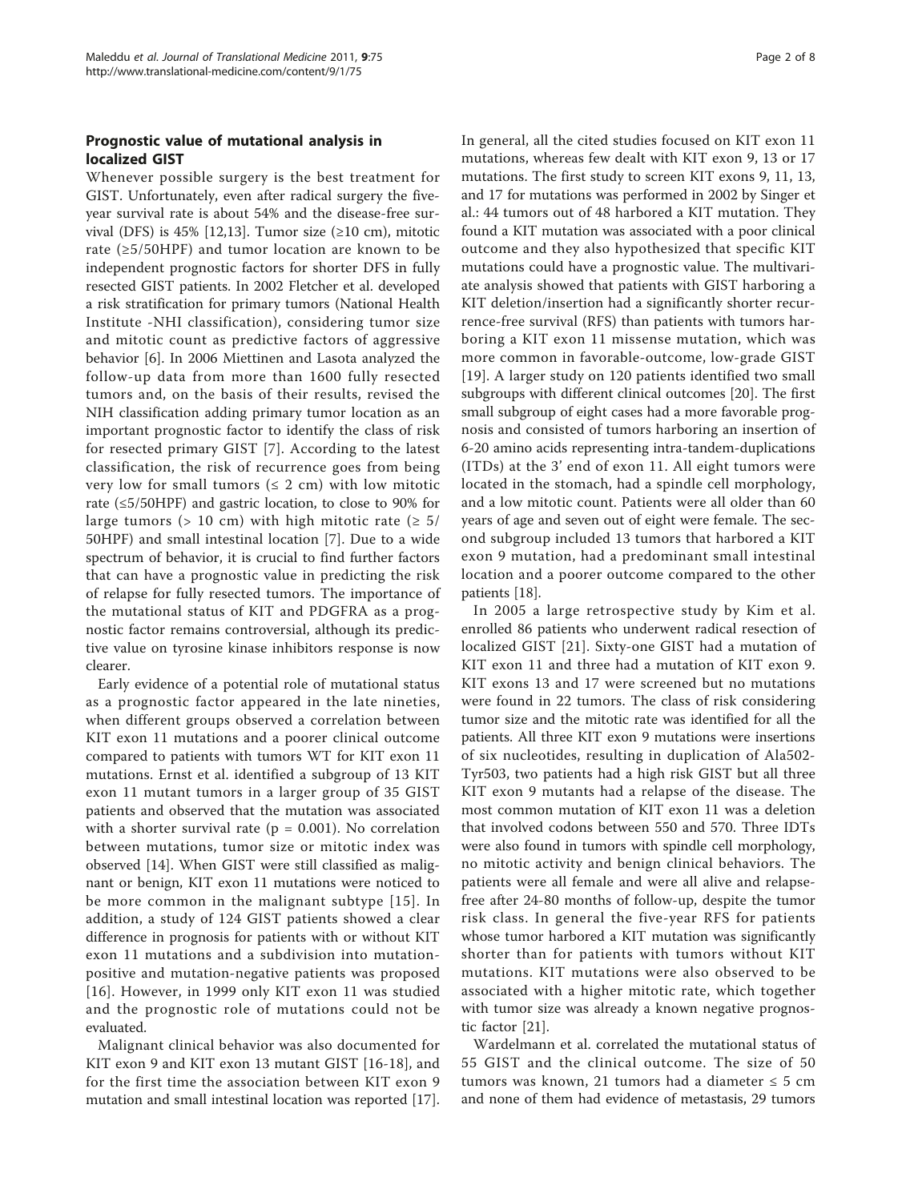## Prognostic value of mutational analysis in localized GIST

Whenever possible surgery is the best treatment for GIST. Unfortunately, even after radical surgery the five-year survival rate is about 54% and the disease-free survival (DFS) is 45% [12,13]. Tumor size (≥10 cm), mitotic rate (≥5/50HPF) and tumor location are known to be independent prognostic factors for shorter DFS in fully resected GIST patients. In 2002 Fletcher et al. developed a risk stratification for primary tumors (National Health Institute -NHI classification), considering tumor size and mitotic count as predictive factors of aggressive behavior [6]. In 2006 Miettinen and Lasota analyzed the follow-up data from more than 1600 fully resected tumors and, on the basis of their results, revised the NIH classification adding primary tumor location as an important prognostic factor to identify the class of risk for resected primary GIST [7]. According to the latest classification, the risk of recurrence goes from being very low for small tumors (≤ 2 cm) with low mitotic rate (≤5/50HPF) and gastric location, to close to 90% for large tumors (> 10 cm) with high mitotic rate (≥ 5/50HPF) and small intestinal location [7]. Due to a wide spectrum of behavior, it is crucial to find further factors that can have a prognostic value in predicting the risk of relapse for fully resected tumors. The importance of the mutational status of KIT and PDGFRA as a prognostic factor remains controversial, although its predictive value on tyrosine kinase inhibitors response is now clearer.

Early evidence of a potential role of mutational status as a prognostic factor appeared in the late nineties, when different groups observed a correlation between KIT exon 11 mutations and a poorer clinical outcome compared to patients with tumors WT for KIT exon 11 mutations. Ernst et al. identified a subgroup of 13 KIT exon 11 mutant tumors in a larger group of 35 GIST patients and observed that the mutation was associated with a shorter survival rate ($p = 0.001$). No correlation between mutations, tumor size or mitotic index was observed [14]. When GIST were still classified as malignant or benign, KIT exon 11 mutations were noticed to be more common in the malignant subtype [15]. In addition, a study of 124 GIST patients showed a clear difference in prognosis for patients with or without KIT exon 11 mutations and a subdivision into mutation-positive and mutation-negative patients was proposed [16]. However, in 1999 only KIT exon 11 was studied and the prognostic role of mutations could not be evaluated.

Malignant clinical behavior was also documented for KIT exon 9 and KIT exon 13 mutant GIST [16-18], and for the first time the association between KIT exon 9 mutation and small intestinal location was reported [17]. In general, all the cited studies focused on KIT exon 11 mutations, whereas few dealt with KIT exon 9, 13 or 17 mutations. The first study to screen KIT exons 9, 11, 13, and 17 for mutations was performed in 2002 by Singer et al.: 44 tumors out of 48 harbored a KIT mutation. They found a KIT mutation was associated with a poor clinical outcome and they also hypothesized that specific KIT mutations could have a prognostic value. The multivariate analysis showed that patients with GIST harboring a KIT deletion/insertion had a significantly shorter recurrence-free survival (RFS) than patients with tumors harboring a KIT exon 11 missense mutation, which was more common in favorable-outcome, low-grade GIST [19]. A larger study on 120 patients identified two small subgroups with different clinical outcomes [20]. The first small subgroup of eight cases had a more favorable prognosis and consisted of tumors harboring an insertion of 6-20 amino acids representing intra-tandem-duplications (ITDs) at the 3' end of exon 11. All eight tumors were located in the stomach, had a spindle cell morphology, and a low mitotic count. Patients were all older than 60 years of age and seven out of eight were female. The second subgroup included 13 tumors that harbored a KIT exon 9 mutation, had a predominant small intestinal location and a poorer outcome compared to the other patients [18].

In 2005 a large retrospective study by Kim et al. enrolled 86 patients who underwent radical resection of localized GIST [21]. Sixty-one GIST had a mutation of KIT exon 11 and three had a mutation of KIT exon 9. KIT exons 13 and 17 were screened but no mutations were found in 22 tumors. The class of risk considering tumor size and the mitotic rate was identified for all the patients. All three KIT exon 9 mutations were insertions of six nucleotides, resulting in duplication of Ala502-Tyr503, two patients had a high risk GIST but all three KIT exon 9 mutants had a relapse of the disease. The most common mutation of KIT exon 11 was a deletion that involved codons between 550 and 570. Three IDTs were also found in tumors with spindle cell morphology, no mitotic activity and benign clinical behaviors. The patients were all female and were all alive and relapse-free after 24-80 months of follow-up, despite the tumor risk class. In general the five-year RFS for patients whose tumor harbored a KIT mutation was significantly shorter than for patients with tumors without KIT mutations. KIT mutations were also observed to be associated with a higher mitotic rate, which together with tumor size was already a known negative prognostic factor [21].

Wardelmann et al. correlated the mutational status of 55 GIST and the clinical outcome. The size of 50 tumors was known, 21 tumors had a diameter ≤ 5 cm and none of them had evidence of metastasis, 29 tumors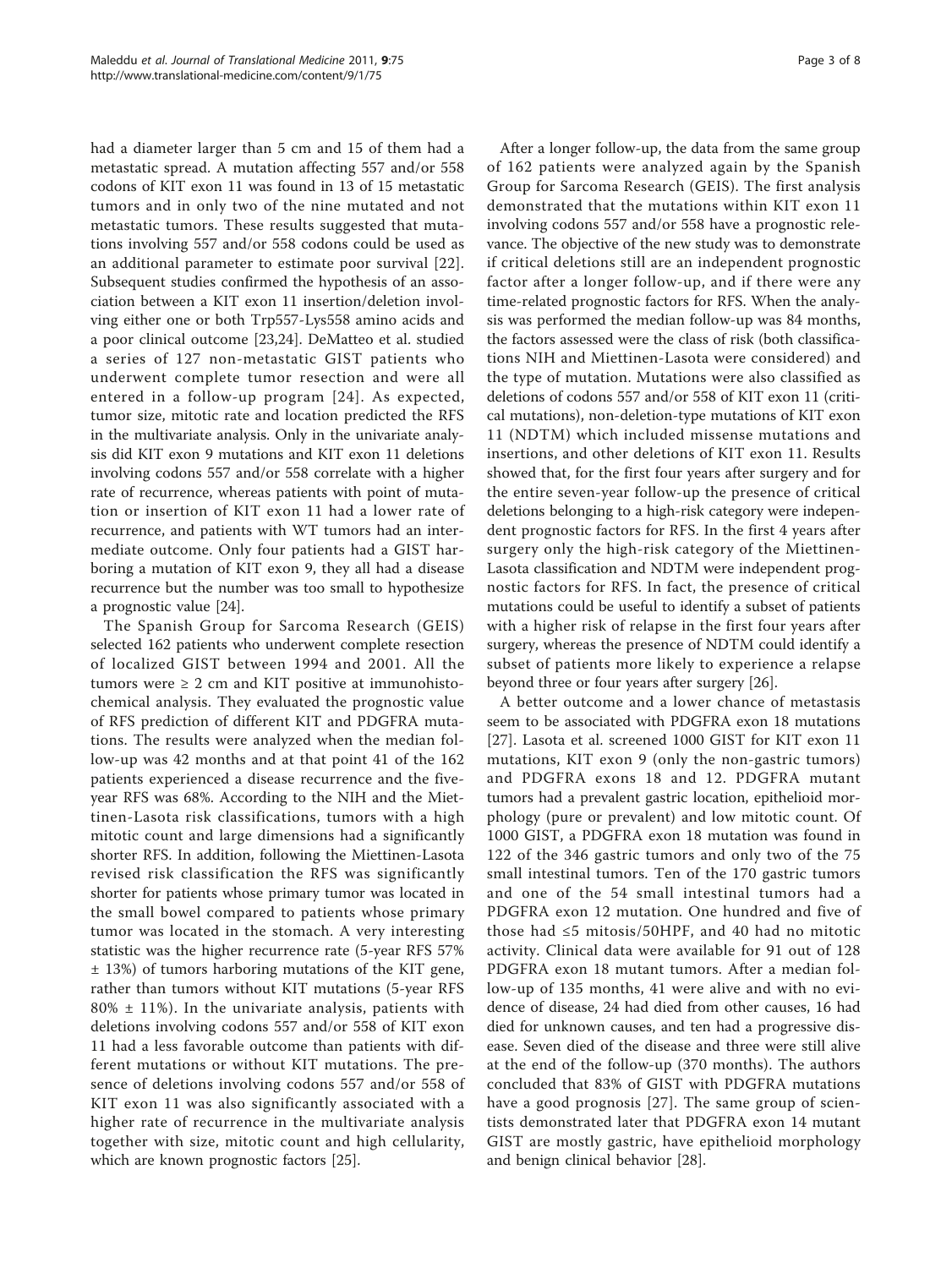had a diameter larger than 5 cm and 15 of them had a metastatic spread. A mutation affecting 557 and/or 558 codons of KIT exon 11 was found in 13 of 15 metastatic tumors and in only two of the nine mutated and not metastatic tumors. These results suggested that mutations involving 557 and/or 558 codons could be used as an additional parameter to estimate poor survival [22]. Subsequent studies confirmed the hypothesis of an association between a KIT exon 11 insertion/deletion involving either one or both Trp557-Lys558 amino acids and a poor clinical outcome [23,24]. DeMatteo et al. studied a series of 127 non-metastatic GIST patients who underwent complete tumor resection and were all entered in a follow-up program [24]. As expected, tumor size, mitotic rate and location predicted the RFS in the multivariate analysis. Only in the univariate analysis did KIT exon 9 mutations and KIT exon 11 deletions involving codons 557 and/or 558 correlate with a higher rate of recurrence, whereas patients with point of mutation or insertion of KIT exon 11 had a lower rate of recurrence, and patients with WT tumors had an intermediate outcome. Only four patients had a GIST harboring a mutation of KIT exon 9, they all had a disease recurrence but the number was too small to hypothesize a prognostic value [24].

The Spanish Group for Sarcoma Research (GEIS) selected 162 patients who underwent complete resection of localized GIST between 1994 and 2001. All the tumors were ≥ 2 cm and KIT positive at immunohistochemical analysis. They evaluated the prognostic value of RFS prediction of different KIT and PDGFRA mutations. The results were analyzed when the median follow-up was 42 months and at that point 41 of the 162 patients experienced a disease recurrence and the five-year RFS was 68%. According to the NIH and the Miettinen-Lasota risk classifications, tumors with a high mitotic count and large dimensions had a significantly shorter RFS. In addition, following the Miettinen-Lasota revised risk classification the RFS was significantly shorter for patients whose primary tumor was located in the small bowel compared to patients whose primary tumor was located in the stomach. A very interesting statistic was the higher recurrence rate (5-year RFS 57% ± 13%) of tumors harboring mutations of the KIT gene, rather than tumors without KIT mutations (5-year RFS 80% ± 11%). In the univariate analysis, patients with deletions involving codons 557 and/or 558 of KIT exon 11 had a less favorable outcome than patients with different mutations or without KIT mutations. The presence of deletions involving codons 557 and/or 558 of KIT exon 11 was also significantly associated with a higher rate of recurrence in the multivariate analysis together with size, mitotic count and high cellularity, which are known prognostic factors [25].

After a longer follow-up, the data from the same group of 162 patients were analyzed again by the Spanish Group for Sarcoma Research (GEIS). The first analysis demonstrated that the mutations within KIT exon 11 involving codons 557 and/or 558 have a prognostic relevance. The objective of the new study was to demonstrate if critical deletions still are an independent prognostic factor after a longer follow-up, and if there were any time-related prognostic factors for RFS. When the analysis was performed the median follow-up was 84 months, the factors assessed were the class of risk (both classifications NIH and Miettinen-Lasota were considered) and the type of mutation. Mutations were also classified as deletions of codons 557 and/or 558 of KIT exon 11 (critical mutations), non-deletion-type mutations of KIT exon 11 (NDTM) which included missense mutations and insertions, and other deletions of KIT exon 11. Results showed that, for the first four years after surgery and for the entire seven-year follow-up the presence of critical deletions belonging to a high-risk category were independent prognostic factors for RFS. In the first 4 years after surgery only the high-risk category of the Miettinen-Lasota classification and NDTM were independent prognostic factors for RFS. In fact, the presence of critical mutations could be useful to identify a subset of patients with a higher risk of relapse in the first four years after surgery, whereas the presence of NDTM could identify a subset of patients more likely to experience a relapse beyond three or four years after surgery [26].

A better outcome and a lower chance of metastasis seem to be associated with PDGFRA exon 18 mutations [27]. Lasota et al. screened 1000 GIST for KIT exon 11 mutations, KIT exon 9 (only the non-gastric tumors) and PDGFRA exons 18 and 12. PDGFRA mutant tumors had a prevalent gastric location, epithelioid morphology (pure or prevalent) and low mitotic count. Of 1000 GIST, a PDGFRA exon 18 mutation was found in 122 of the 346 gastric tumors and only two of the 75 small intestinal tumors. Ten of the 170 gastric tumors and one of the 54 small intestinal tumors had a PDGFRA exon 12 mutation. One hundred and five of those had ≤5 mitosis/50HPF, and 40 had no mitotic activity. Clinical data were available for 91 out of 128 PDGFRA exon 18 mutant tumors. After a median follow-up of 135 months, 41 were alive and with no evidence of disease, 24 had died from other causes, 16 had died for unknown causes, and ten had a progressive disease. Seven died of the disease and three were still alive at the end of the follow-up (370 months). The authors concluded that 83% of GIST with PDGFRA mutations have a good prognosis [27]. The same group of scientists demonstrated later that PDGFRA exon 14 mutant GIST are mostly gastric, have epithelioid morphology and benign clinical behavior [28].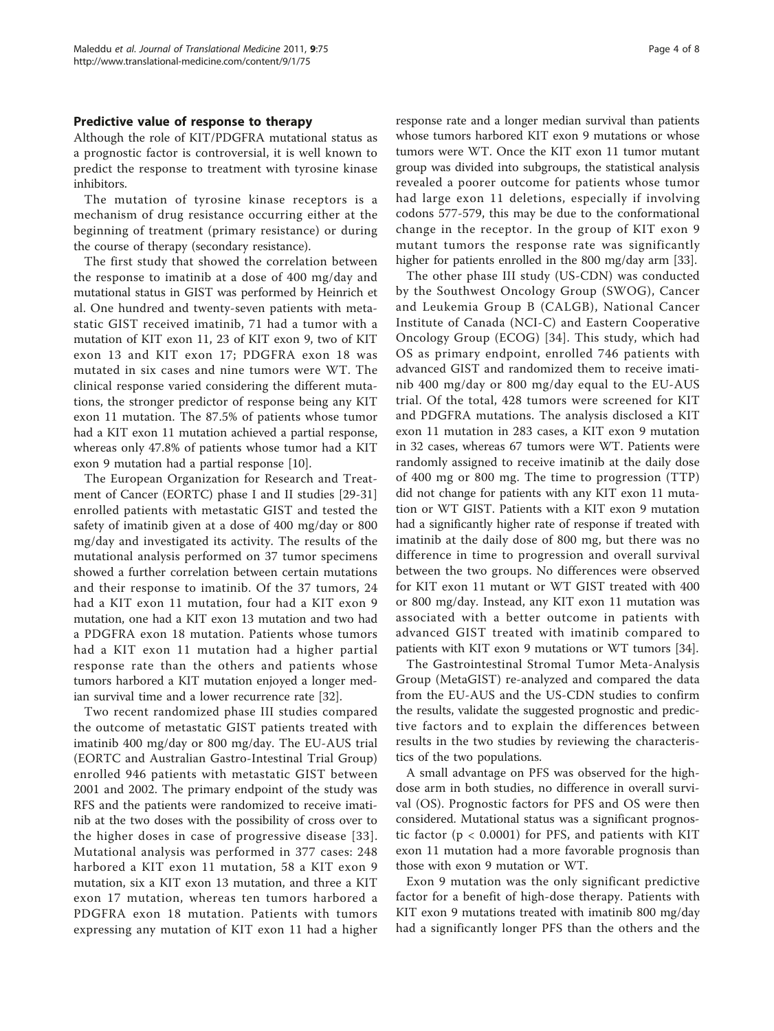### Predictive value of response to therapy

Although the role of KIT/PDGFRA mutational status as a prognostic factor is controversial, it is well known to predict the response to treatment with tyrosine kinase inhibitors.

The mutation of tyrosine kinase receptors is a mechanism of drug resistance occurring either at the beginning of treatment (primary resistance) or during the course of therapy (secondary resistance).

The first study that showed the correlation between the response to imatinib at a dose of 400 mg/day and mutational status in GIST was performed by Heinrich et al. One hundred and twenty-seven patients with metastatic GIST received imatinib, 71 had a tumor with a mutation of KIT exon 11, 23 of KIT exon 9, two of KIT exon 13 and KIT exon 17; PDGFRA exon 18 was mutated in six cases and nine tumors were WT. The clinical response varied considering the different mutations, the stronger predictor of response being any KIT exon 11 mutation. The 87.5% of patients whose tumor had a KIT exon 11 mutation achieved a partial response, whereas only 47.8% of patients whose tumor had a KIT exon 9 mutation had a partial response [10].

The European Organization for Research and Treatment of Cancer (EORTC) phase I and II studies [29-31] enrolled patients with metastatic GIST and tested the safety of imatinib given at a dose of 400 mg/day or 800 mg/day and investigated its activity. The results of the mutational analysis performed on 37 tumor specimens showed a further correlation between certain mutations and their response to imatinib. Of the 37 tumors, 24 had a KIT exon 11 mutation, four had a KIT exon 9 mutation, one had a KIT exon 13 mutation and two had a PDGFRA exon 18 mutation. Patients whose tumors had a KIT exon 11 mutation had a higher partial response rate than the others and patients whose tumors harbored a KIT mutation enjoyed a longer median survival time and a lower recurrence rate [32].

Two recent randomized phase III studies compared the outcome of metastatic GIST patients treated with imatinib 400 mg/day or 800 mg/day. The EU-AUS trial (EORTC and Australian Gastro-Intestinal Trial Group) enrolled 946 patients with metastatic GIST between 2001 and 2002. The primary endpoint of the study was RFS and the patients were randomized to receive imatinib at the two doses with the possibility of cross over to the higher doses in case of progressive disease [33]. Mutational analysis was performed in 377 cases: 248 harbored a KIT exon 11 mutation, 58 a KIT exon 9 mutation, six a KIT exon 13 mutation, and three a KIT exon 17 mutation, whereas ten tumors harbored a PDGFRA exon 18 mutation. Patients with tumors expressing any mutation of KIT exon 11 had a higher response rate and a longer median survival than patients whose tumors harbored KIT exon 9 mutations or whose tumors were WT. Once the KIT exon 11 tumor mutant group was divided into subgroups, the statistical analysis revealed a poorer outcome for patients whose tumor had large exon 11 deletions, especially if involving codons 577-579, this may be due to the conformational change in the receptor. In the group of KIT exon 9 mutant tumors the response rate was significantly higher for patients enrolled in the 800 mg/day arm [33].

The other phase III study (US-CDN) was conducted by the Southwest Oncology Group (SWOG), Cancer and Leukemia Group B (CALGB), National Cancer Institute of Canada (NCI-C) and Eastern Cooperative Oncology Group (ECOG) [34]. This study, which had OS as primary endpoint, enrolled 746 patients with advanced GIST and randomized them to receive imatinib 400 mg/day or 800 mg/day equal to the EU-AUS trial. Of the total, 428 tumors were screened for KIT and PDGFRA mutations. The analysis disclosed a KIT exon 11 mutation in 283 cases, a KIT exon 9 mutation in 32 cases, whereas 67 tumors were WT. Patients were randomly assigned to receive imatinib at the daily dose of 400 mg or 800 mg. The time to progression (TTP) did not change for patients with any KIT exon 11 mutation or WT GIST. Patients with a KIT exon 9 mutation had a significantly higher rate of response if treated with imatinib at the daily dose of 800 mg, but there was no difference in time to progression and overall survival between the two groups. No differences were observed for KIT exon 11 mutant or WT GIST treated with 400 or 800 mg/day. Instead, any KIT exon 11 mutation was associated with a better outcome in patients with advanced GIST treated with imatinib compared to patients with KIT exon 9 mutations or WT tumors [34].

The Gastrointestinal Stromal Tumor Meta-Analysis Group (MetaGIST) re-analyzed and compared the data from the EU-AUS and the US-CDN studies to confirm the results, validate the suggested prognostic and predictive factors and to explain the differences between results in the two studies by reviewing the characteristics of the two populations.

A small advantage on PFS was observed for the high-dose arm in both studies, no difference in overall survival (OS). Prognostic factors for PFS and OS were then considered. Mutational status was a significant prognostic factor ($p < 0.0001$) for PFS, and patients with KIT exon 11 mutation had a more favorable prognosis than those with exon 9 mutation or WT.

Exon 9 mutation was the only significant predictive factor for a benefit of high-dose therapy. Patients with KIT exon 9 mutations treated with imatinib 800 mg/day had a significantly longer PFS than the others and the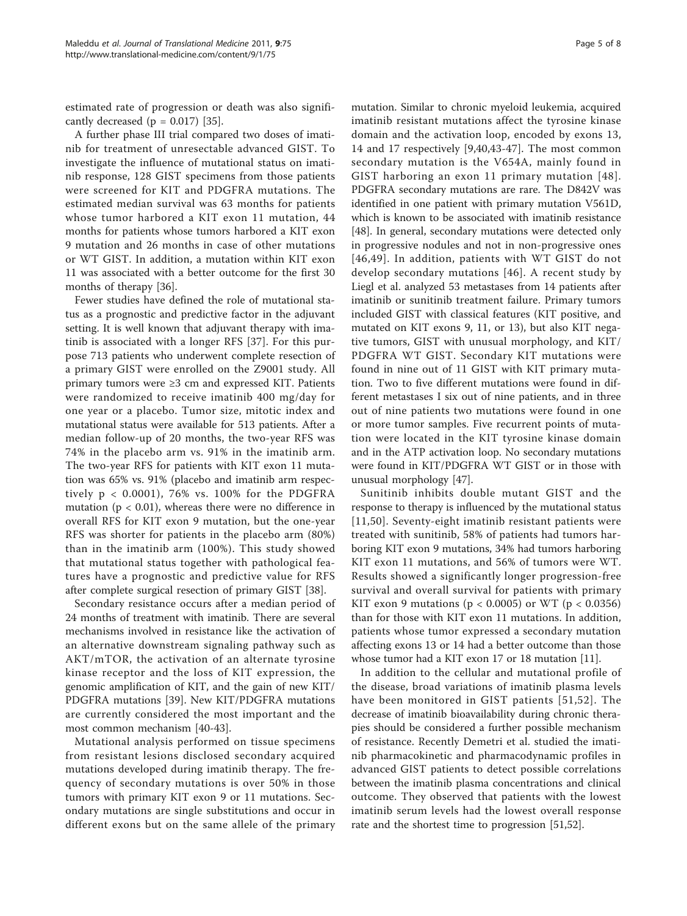estimated rate of progression or death was also significantly decreased ($p = 0.017$) [35].

A further phase III trial compared two doses of imatinib for treatment of unresectable advanced GIST. To investigate the influence of mutational status on imatinib response, 128 GIST specimens from those patients were screened for KIT and PDGFRA mutations. The estimated median survival was 63 months for patients whose tumor harbored a KIT exon 11 mutation, 44 months for patients whose tumors harbored a KIT exon 9 mutation and 26 months in case of other mutations or WT GIST. In addition, a mutation within KIT exon 11 was associated with a better outcome for the first 30 months of therapy [36].

Fewer studies have defined the role of mutational status as a prognostic and predictive factor in the adjuvant setting. It is well known that adjuvant therapy with imatinib is associated with a longer RFS [37]. For this purpose 713 patients who underwent complete resection of a primary GIST were enrolled on the Z9001 study. All primary tumors were ≥3 cm and expressed KIT. Patients were randomized to receive imatinib 400 mg/day for one year or a placebo. Tumor size, mitotic index and mutational status were available for 513 patients. After a median follow-up of 20 months, the two-year RFS was 74% in the placebo arm vs. 91% in the imatinib arm. The two-year RFS for patients with KIT exon 11 mutation was 65% vs. 91% (placebo and imatinib arm respectively $p < 0.0001$), 76% vs. 100% for the PDGFRA mutation ($p < 0.01$), whereas there were no difference in overall RFS for KIT exon 9 mutation, but the one-year RFS was shorter for patients in the placebo arm (80%) than in the imatinib arm (100%). This study showed that mutational status together with pathological features have a prognostic and predictive value for RFS after complete surgical resection of primary GIST [38].

Secondary resistance occurs after a median period of 24 months of treatment with imatinib. There are several mechanisms involved in resistance like the activation of an alternative downstream signaling pathway such as AKT/mTOR, the activation of an alternate tyrosine kinase receptor and the loss of KIT expression, the genomic amplification of KIT, and the gain of new KIT/PDGFRA mutations [39]. New KIT/PDGFRA mutations are currently considered the most important and the most common mechanism [40-43].

Mutational analysis performed on tissue specimens from resistant lesions disclosed secondary acquired mutations developed during imatinib therapy. The frequency of secondary mutations is over 50% in those tumors with primary KIT exon 9 or 11 mutations. Secondary mutations are single substitutions and occur in different exons but on the same allele of the primary mutation. Similar to chronic myeloid leukemia, acquired imatinib resistant mutations affect the tyrosine kinase domain and the activation loop, encoded by exons 13, 14 and 17 respectively [9,40,43-47]. The most common secondary mutation is the V654A, mainly found in GIST harboring an exon 11 primary mutation [48]. PDGFRA secondary mutations are rare. The D842V was identified in one patient with primary mutation V561D, which is known to be associated with imatinib resistance [48]. In general, secondary mutations were detected only in progressive nodules and not in non-progressive ones [46,49]. In addition, patients with WT GIST do not develop secondary mutations [46]. A recent study by Liegl et al. analyzed 53 metastases from 14 patients after imatinib or sunitinib treatment failure. Primary tumors included GIST with classical features (KIT positive, and mutated on KIT exons 9, 11, or 13), but also KIT negative tumors, GIST with unusual morphology, and KIT/PDGFRA WT GIST. Secondary KIT mutations were found in nine out of 11 GIST with KIT primary mutation. Two to five different mutations were found in different metastases I six out of nine patients, and in three out of nine patients two mutations were found in one or more tumor samples. Five recurrent points of mutation were located in the KIT tyrosine kinase domain and in the ATP activation loop. No secondary mutations were found in KIT/PDGFRA WT GIST or in those with unusual morphology [47].

Sunitinib inhibits double mutant GIST and the response to therapy is influenced by the mutational status [11,50]. Seventy-eight imatinib resistant patients were treated with sunitinib, 58% of patients had tumors harboring KIT exon 9 mutations, 34% had tumors harboring KIT exon 11 mutations, and 56% of tumors were WT. Results showed a significantly longer progression-free survival and overall survival for patients with primary KIT exon 9 mutations ($p < 0.0005$) or WT ($p < 0.0356$) than for those with KIT exon 11 mutations. In addition, patients whose tumor expressed a secondary mutation affecting exons 13 or 14 had a better outcome than those whose tumor had a KIT exon 17 or 18 mutation [11].

In addition to the cellular and mutational profile of the disease, broad variations of imatinib plasma levels have been monitored in GIST patients [51,52]. The decrease of imatinib bioavailability during chronic therapies should be considered a further possible mechanism of resistance. Recently Demetri et al. studied the imatinib pharmacokinetic and pharmacodynamic profiles in advanced GIST patients to detect possible correlations between the imatinib plasma concentrations and clinical outcome. They observed that patients with the lowest imatinib serum levels had the lowest overall response rate and the shortest time to progression [51,52].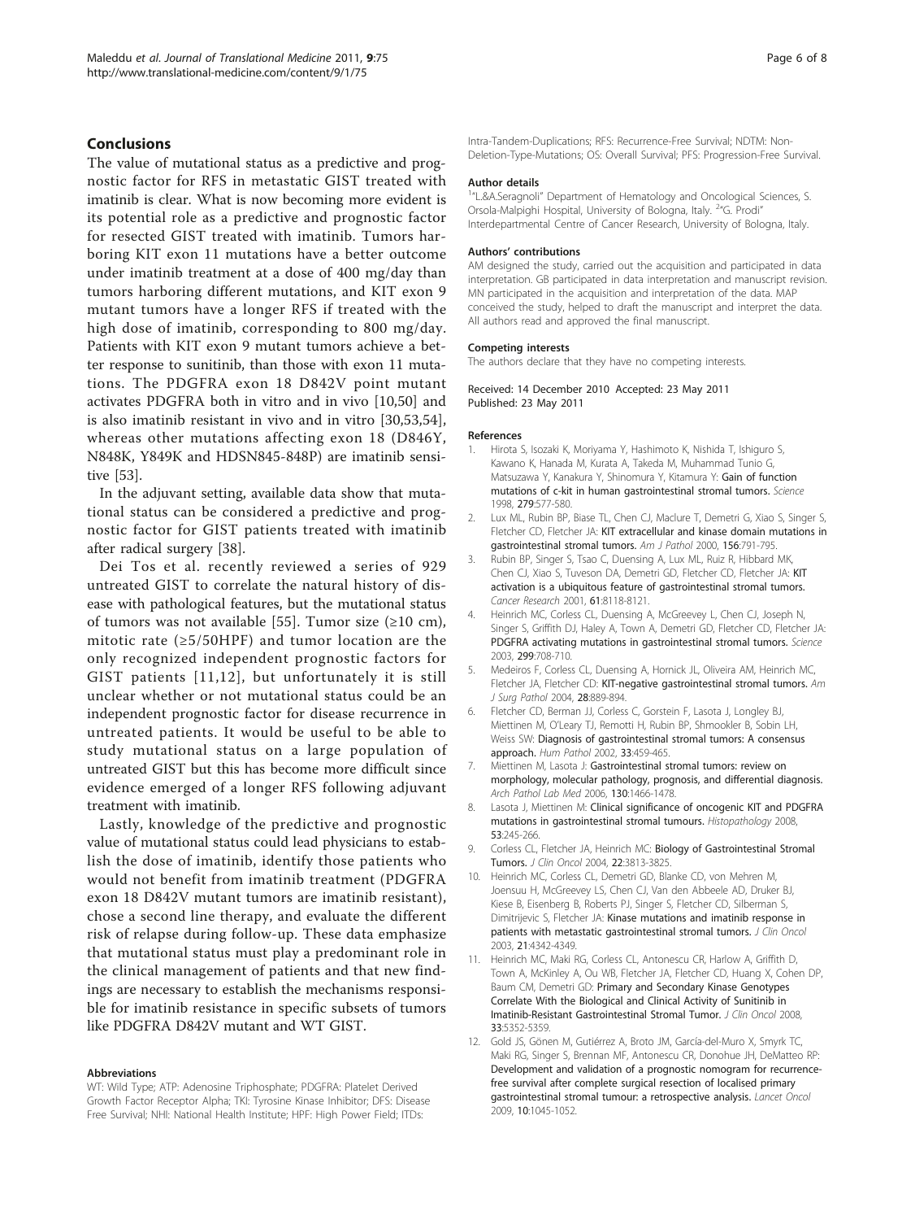## Conclusions

The value of mutational status as a predictive and prognostic factor for RFS in metastatic GIST treated with imatinib is clear. What is now becoming more evident is its potential role as a predictive and prognostic factor for resected GIST treated with imatinib. Tumors harboring KIT exon 11 mutations have a better outcome under imatinib treatment at a dose of 400 mg/day than tumors harboring different mutations, and KIT exon 9 mutant tumors have a longer RFS if treated with the high dose of imatinib, corresponding to 800 mg/day. Patients with KIT exon 9 mutant tumors achieve a better response to sunitinib, than those with exon 11 mutations. The PDGFRA exon 18 D842V point mutant activates PDGFRA both in vitro and in vivo [10,50] and is also imatinib resistant in vivo and in vitro [30,53,54], whereas other mutations affecting exon 18 (D846Y, N848K, Y849K and HDSN845-848P) are imatinib sensitive [53].

In the adjuvant setting, available data show that mutational status can be considered a predictive and prognostic factor for GIST patients treated with imatinib after radical surgery [38].

Dei Tos et al. recently reviewed a series of 929 untreated GIST to correlate the natural history of disease with pathological features, but the mutational status of tumors was not available [55]. Tumor size (≥10 cm), mitotic rate (≥5/50HPF) and tumor location are the only recognized independent prognostic factors for GIST patients [11,12], but unfortunately it is still unclear whether or not mutational status could be an independent prognostic factor for disease recurrence in untreated patients. It would be useful to be able to study mutational status on a large population of untreated GIST but this has become more difficult since evidence emerged of a longer RFS following adjuvant treatment with imatinib.

Lastly, knowledge of the predictive and prognostic value of mutational status could lead physicians to establish the dose of imatinib, identify those patients who would not benefit from imatinib treatment (PDGFRA exon 18 D842V mutant tumors are imatinib resistant), chose a second line therapy, and evaluate the different risk of relapse during follow-up. These data emphasize that mutational status must play a predominant role in the clinical management of patients and that new findings are necessary to establish the mechanisms responsible for imatinib resistance in specific subsets of tumors like PDGFRA D842V mutant and WT GIST.

#### Abbreviations

WT: Wild Type; ATP: Adenosine Triphosphate; PDGFRA: Platelet Derived Growth Factor Receptor Alpha; TKI: Tyrosine Kinase Inhibitor; DFS: Disease Free Survival; NHI: National Health Institute; HPF: High Power Field; ITDs: Intra-Tandem-Duplications; RFS: Recurrence-Free Survival; NDTM: Non-Deletion-Type-Mutations; OS: Overall Survival; PFS: Progression-Free Survival.

#### Author details

[1]"L.&A.Seragnoli" Department of Hematology and Oncological Sciences, S. Orsola-Malpighi Hospital, University of Bologna, Italy. [2]"G. Prodi" Interdepartmental Centre of Cancer Research, University of Bologna, Italy.

#### Authors' contributions

AM designed the study, carried out the acquisition and participated in data interpretation. GB participated in data interpretation and manuscript revision. MN participated in the acquisition and interpretation of the data. MAP conceived the study, helped to draft the manuscript and interpret the data. All authors read and approved the final manuscript.

#### Competing interests

The authors declare that they have no competing interests.

Received: 14 December 2010 Accepted: 23 May 2011
Published: 23 May 2011

#### References

1. Hirota S, Isozaki K, Moriyama Y, Hashimoto K, Nishida T, Ishiguro S, Kawano K, Hanada M, Kurata A, Takeda M, Muhammad Tunio G, Matsuzawa Y, Kanakura Y, Shinomura Y, Kitamura Y: **Gain of function mutations of c-kit in human gastrointestinal stromal tumors.** *Science* 1998, **279**:577-580.
2. Lux ML, Rubin BP, Biase TL, Chen CJ, Maclure T, Demetri G, Xiao S, Singer S, Fletcher CD, Fletcher JA: **KIT extracellular and kinase domain mutations in gastrointestinal stromal tumors.** *Am J Pathol* 2000, **156**:791-795.
3. Rubin BP, Singer S, Tsao C, Duensing A, Lux ML, Ruiz R, Hibbard MK, Chen CJ, Xiao S, Tuveson DA, Demetri GD, Fletcher CD, Fletcher JA: **KIT activation is a ubiquitous feature of gastrointestinal stromal tumors.** *Cancer Research* 2001, **61**:8118-8121.
4. Heinrich MC, Corless CL, Duensing A, McGreevey L, Chen CJ, Joseph N, Singer S, Griffith DJ, Haley A, Town A, Demetri GD, Fletcher CD, Fletcher JA: **PDGFRA activating mutations in gastrointestinal stromal tumors.** *Science* 2003, **299**:708-710.
5. Medeiros F, Corless CL, Duensing A, Hornick JL, Oliveira AM, Heinrich MC, Fletcher JA, Fletcher CD: **KIT-negative gastrointestinal stromal tumors.** *Am J Surg Pathol* 2004, **28**:889-894.
6. Fletcher CD, Berman JJ, Corless C, Gorstein F, Lasota J, Longley BJ, Miettinen M, O'Leary TJ, Remotti H, Rubin BP, Shmookler B, Sobin LH, Weiss SW: **Diagnosis of gastrointestinal stromal tumors: A consensus approach.** *Hum Pathol* 2002, **33**:459-465.
7. Miettinen M, Lasota J: **Gastrointestinal stromal tumors: review on morphology, molecular pathology, prognosis, and differential diagnosis.** *Arch Pathol Lab Med* 2006, **130**:1466-1478.
8. Lasota J, Miettinen M: **Clinical significance of oncogenic KIT and PDGFRA mutations in gastrointestinal stromal tumours.** *Histopathology* 2008, **53**:245-266.
9. Corless CL, Fletcher JA, Heinrich MC: **Biology of Gastrointestinal Stromal Tumors.** *J Clin Oncol* 2004, **22**:3813-3825.
10. Heinrich MC, Corless CL, Demetri GD, Blanke CD, von Mehren M, Joensuu H, McGreevey LS, Chen CJ, Van den Abbeele AD, Druker BJ, Kiese B, Eisenberg B, Roberts PJ, Singer S, Fletcher CD, Silberman S, Dimitrijevic S, Fletcher JA: **Kinase mutations and imatinib response in patients with metastatic gastrointestinal stromal tumors.** *J Clin Oncol* 2003, **21**:4342-4349.
11. Heinrich MC, Maki RG, Corless CL, Antonescu CR, Harlow A, Griffith D, Town A, McKinley A, Ou WB, Fletcher JA, Fletcher CD, Huang X, Cohen DP, Baum CM, Demetri GD: **Primary and Secondary Kinase Genotypes Correlate With the Biological and Clinical Activity of Sunitinib in Imatinib-Resistant Gastrointestinal Stromal Tumor.** *J Clin Oncol* 2008, **33**:5352-5359.
12. Gold JS, Gönen M, Gutiérrez A, Broto JM, García-del-Muro X, Smyrk TC, Maki RG, Singer S, Brennan MF, Antonescu CR, Donohue JH, DeMatteo RP: **Development and validation of a prognostic nomogram for recurrence-free survival after complete surgical resection of localised primary gastrointestinal stromal tumour: a retrospective analysis.** *Lancet Oncol* 2009, **10**:1045-1052.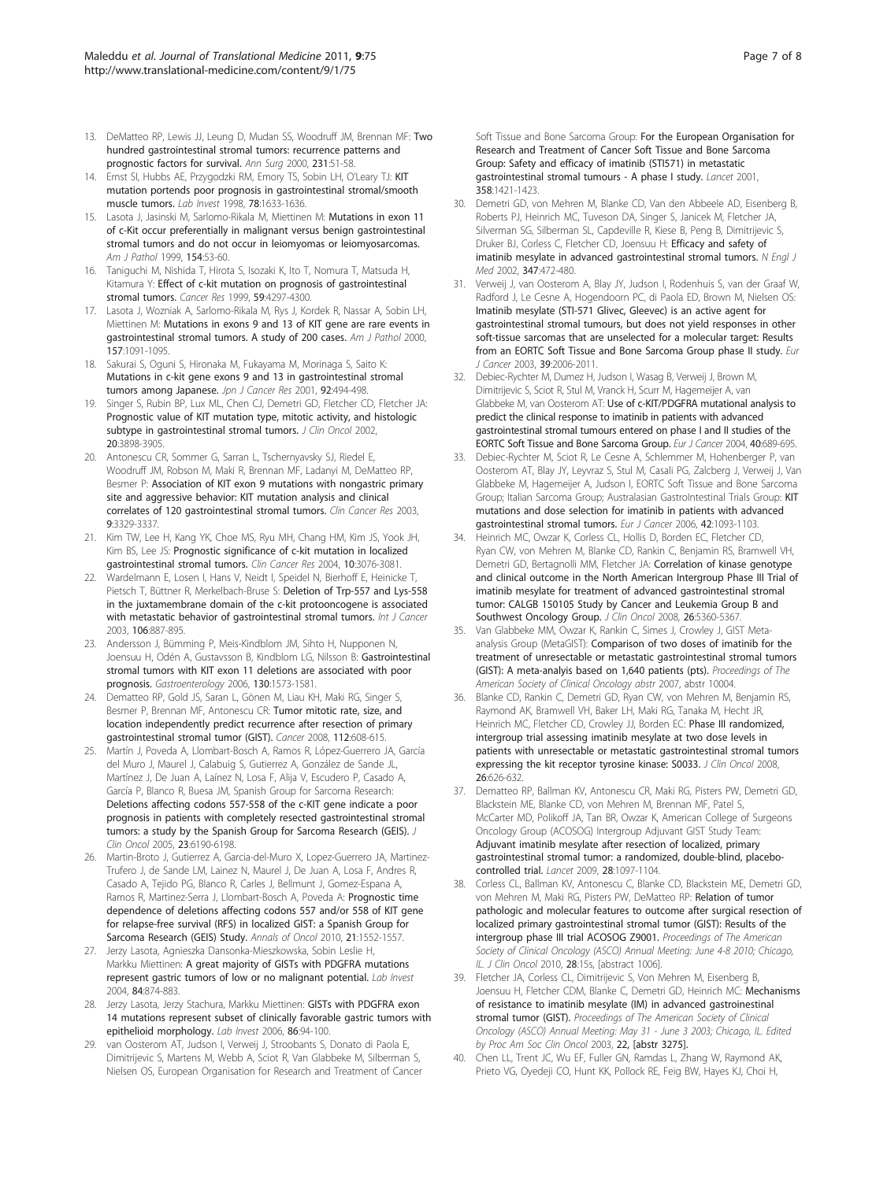13. DeMatteo RP, Lewis JJ, Leung D, Mudan SS, Woodruff JM, Brennan MF: **Two hundred gastrointestinal stromal tumors: recurrence patterns and prognostic factors for survival.** *Ann Surg* 2000, **231**:51-58.
14. Ernst SI, Hubbs AE, Przygodzki RM, Emory TS, Sobin LH, O'Leary TJ: **KIT mutation portends poor prognosis in gastrointestinal stromal/smooth muscle tumors.** *Lab Invest* 1998, **78**:1633-1636.
15. Lasota J, Jasinski M, Sarlomo-Rikala M, Miettinen M: **Mutations in exon 11 of c-Kit occur preferentially in malignant versus benign gastrointestinal stromal tumors and do not occur in leiomyomas or leiomyosarcomas.** *Am J Pathol* 1999, **154**:53-60.
16. Taniguchi M, Nishida T, Hirota S, Isozaki K, Ito T, Nomura T, Matsuda H, Kitamura Y: **Effect of c-kit mutation on prognosis of gastrointestinal stromal tumors.** *Cancer Res* 1999, **59**:4297-4300.
17. Lasota J, Wozniak A, Sarlomo-Rikala M, Rys J, Kordek R, Nassar A, Sobin LH, Miettinen M: **Mutations in exons 9 and 13 of KIT gene are rare events in gastrointestinal stromal tumors. A study of 200 cases.** *Am J Pathol* 2000, **157**:1091-1095.
18. Sakurai S, Oguni S, Hironaka M, Fukayama M, Morinaga S, Saito K: **Mutations in c-kit gene exons 9 and 13 in gastrointestinal stromal tumors among Japanese.** *Jpn J Cancer Res* 2001, **92**:494-498.
19. Singer S, Rubin BP, Lux ML, Chen CJ, Demetri GD, Fletcher CD, Fletcher JA: **Prognostic value of KIT mutation type, mitotic activity, and histologic subtype in gastrointestinal stromal tumors.** *J Clin Oncol* 2002, **20**:3898-3905.
20. Antonescu CR, Sommer G, Sarran L, Tschernyavsky SJ, Riedel E, Woodruff JM, Robson M, Maki R, Brennan MF, Ladanyi M, DeMatteo RP, Besmer P: **Association of KIT exon 9 mutations with nongastric primary site and aggressive behavior: KIT mutation analysis and clinical correlates of 120 gastrointestinal stromal tumors.** *Clin Cancer Res* 2003, **9**:3329-3337.
21. Kim TW, Lee H, Kang YK, Choe MS, Ryu MH, Chang HM, Kim JS, Yook JH, Kim BS, Lee JS: **Prognostic significance of c-kit mutation in localized gastrointestinal stromal tumors.** *Clin Cancer Res* 2004, **10**:3076-3081.
22. Wardelmann E, Losen I, Hans V, Neidt I, Speidel N, Bierhoff E, Heinicke T, Pietsch T, Büttner R, Merkelbach-Bruse S: **Deletion of Trp-557 and Lys-558 in the juxtamembrane domain of the c-kit protooncogene is associated with metastatic behavior of gastrointestinal stromal tumors.** *Int J Cancer* 2003, **106**:887-895.
23. Andersson J, Bümming P, Meis-Kindblom JM, Sihto H, Nupponen N, Joensuu H, Odén A, Gustavsson B, Kindblom LG, Nilsson B: **Gastrointestinal stromal tumors with KIT exon 11 deletions are associated with poor prognosis.** *Gastroenterology* 2006, **130**:1573-1581.
24. Dematteo RP, Gold JS, Saran L, Gönen M, Liau KH, Maki RG, Singer S, Besmer P, Brennan MF, Antonescu CR: **Tumor mitotic rate, size, and location independently predict recurrence after resection of primary gastrointestinal stromal tumor (GIST).** *Cancer* 2008, **112**:608-615.
25. Martín J, Poveda A, Llombart-Bosch A, Ramos R, López-Guerrero JA, García del Muro J, Maurel J, Calabuig S, Gutierrez A, González de Sande JL, Martínez J, De Juan A, Laínez N, Losa F, Alija V, Escudero P, Casado A, García P, Blanco R, Buesa JM, Spanish Group for Sarcoma Research: **Deletions affecting codons 557-558 of the c-KIT gene indicate a poor prognosis in patients with completely resected gastrointestinal stromal tumors: a study by the Spanish Group for Sarcoma Research (GEIS).** *J Clin Oncol* 2005, **23**:6190-6198.
26. Martin-Broto J, Gutierrez A, Garcia-del-Muro X, Lopez-Guerrero JA, Martinez-Trufero J, de Sande LM, Lainez N, Maurel J, De Juan A, Losa F, Andres R, Casado A, Tejido PG, Blanco R, Carles J, Bellmunt J, Gomez-Espana A, Ramos R, Martinez-Serra J, Llombart-Bosch A, Poveda A: **Prognostic time dependence of deletions affecting codons 557 and/or 558 of KIT gene for relapse-free survival (RFS) in localized GIST: a Spanish Group for Sarcoma Research (GEIS) Study.** *Annals of Oncol* 2010, **21**:1552-1557.
27. Jerzy Lasota, Agnieszka Dansonka-Mieszkowska, Sobin Leslie H, Markku Miettinen: **A great majority of GISTs with PDGFRA mutations represent gastric tumors of low or no malignant potential.** *Lab Invest* 2004, **84**:874-883.
28. Jerzy Lasota, Jerzy Stachura, Markku Miettinen: **GISTs with PDGFRA exon 14 mutations represent subset of clinically favorable gastric tumors with epithelioid morphology.** *Lab Invest* 2006, **86**:94-100.
29. van Oosterom AT, Judson I, Verweij J, Stroobants S, Donato di Paola E, Dimitrijevic S, Martens M, Webb A, Sciot R, Van Glabbeke M, Silberman S, Nielsen OS, European Organisation for Research and Treatment of Cancer Soft Tissue and Bone Sarcoma Group: **For the European Organisation for Research and Treatment of Cancer Soft Tissue and Bone Sarcoma Group: Safety and efficacy of imatinib (STI571) in metastatic gastrointestinal stromal tumours - A phase I study.** *Lancet* 2001, **358**:1421-1423.
30. Demetri GD, von Mehren M, Blanke CD, Van den Abbeele AD, Eisenberg B, Roberts PJ, Heinrich MC, Tuveson DA, Singer S, Janicek M, Fletcher JA, Silverman SG, Silberman SL, Capdeville R, Kiese B, Peng B, Dimitrijevic S, Druker BJ, Corless C, Fletcher CD, Joensuu H: **Efficacy and safety of imatinib mesylate in advanced gastrointestinal stromal tumors.** *N Engl J Med* 2002, **347**:472-480.
31. Verweij J, van Oosterom A, Blay JY, Judson I, Rodenhuis S, van der Graaf W, Radford J, Le Cesne A, Hogendoorn PC, di Paola ED, Brown M, Nielsen OS: **Imatinib mesylate (STI-571 Glivec, Gleevec) is an active agent for gastrointestinal stromal tumours, but does not yield responses in other soft-tissue sarcomas that are unselected for a molecular target: Results from an EORTC Soft Tissue and Bone Sarcoma Group phase II study.** *Eur J Cancer* 2003, **39**:2006-2011.
32. Debiec-Rychter M, Dumez H, Judson I, Wasag B, Verweij J, Brown M, Dimitrijevic S, Sciot R, Stul M, Vranck H, Scurr M, Hagemeijer A, van Glabbeke M, van Oosterom AT: **Use of c-KIT/PDGFRA mutational analysis to predict the clinical response to imatinib in patients with advanced gastrointestinal stromal tumours entered on phase I and II studies of the EORTC Soft Tissue and Bone Sarcoma Group.** *Eur J Cancer* 2004, **40**:689-695.
33. Debiec-Rychter M, Sciot R, Le Cesne A, Schlemmer M, Hohenberger P, van Oosterom AT, Blay JY, Leyvraz S, Stul M, Casali PG, Zalcberg J, Verweij J, Van Glabbeke M, Hagemeijer A, Judson I, EORTC Soft Tissue and Bone Sarcoma Group; Italian Sarcoma Group; Australasian GastroIntestinal Trials Group: **KIT mutations and dose selection for imatinib in patients with advanced gastrointestinal stromal tumours.** *Eur J Cancer* 2006, **42**:1093-1103.
34. Heinrich MC, Owzar K, Corless CL, Hollis D, Borden EC, Fletcher CD, Ryan CW, von Mehren M, Blanke CD, Rankin C, Benjamin RS, Bramwell VH, Demetri GD, Bertagnolli MM, Fletcher JA: **Correlation of kinase genotype and clinical outcome in the North American Intergroup Phase III Trial of imatinib mesylate for treatment of advanced gastrointestinal stromal tumor: CALGB 150105 Study by Cancer and Leukemia Group B and Southwest Oncology Group.** *J Clin Oncol* 2008, **26**:5360-5367.
35. Van Glabbeke MM, Owzar K, Rankin C, Simes J, Crowley J, GIST Meta-analysis Group (MetaGIST): **Comparison of two doses of imatinib for the treatment of unresectable or metastatic gastrointestinal stromal tumors (GIST): A meta-analysis based on 1,640 patients (pts).** *Proceedings of The American Society of Clinical Oncology abstr* 2007, abstr 10004.
36. Blanke CD, Rankin C, Demetri GD, Ryan CW, von Mehren M, Benjamin RS, Raymond AK, Bramwell VH, Baker LH, Maki RG, Tanaka M, Hecht JR, Heinrich MC, Fletcher CD, Crowley JJ, Borden EC: **Phase III randomized, intergroup trial assessing imatinib mesylate at two dose levels in patients with unresectable or metastatic gastrointestinal stromal tumors expressing the kit receptor tyrosine kinase: S0033.** *J Clin Oncol* 2008, **26**:626-632.
37. Dematteo RP, Ballman KV, Antonescu CR, Maki RG, Pisters PW, Demetri GD, Blackstein ME, Blanke CD, von Mehren M, Brennan MF, Patel S, McCarter MD, Polikoff JA, Tan BR, Owzar K, American College of Surgeons Oncology Group (ACOSOG) Intergroup Adjuvant GIST Study Team: **Adjuvant imatinib mesylate after resection of localized, primary gastrointestinal stromal tumor: a randomized, double-blind, placebo-controlled trial.** *Lancet* 2009, **28**:1097-1104.
38. Corless CL, Ballman KV, Antonescu C, Blanke CD, Blackstein ME, Demetri GD, von Mehren M, Maki RG, Pisters PW, DeMatteo RP: **Relation of tumor pathologic and molecular features to outcome after surgical resection of localized primary gastrointestinal stromal tumor (GIST): Results of the intergroup phase III trial ACOSOG Z9001.** *Proceedings of The American Society of Clinical Oncology (ASCO) Annual Meeting: June 4-8 2010; Chicago, IL. J Clin Oncol* 2010, **28**:15s, [abstract 1006].
39. Fletcher JA, Corless CL, Dimitrijevic S, Von Mehren M, Eisenberg B, Joensuu H, Fletcher CDM, Blanke C, Demetri GD, Heinrich MC: **Mechanisms of resistance to imatinib mesylate (IM) in advanced gastrointestinal stromal tumor (GIST).** *Proceedings of The American Society of Clinical Oncology (ASCO) Annual Meeting: May 31 - June 3 2003; Chicago, IL. Edited by Proc Am Soc Clin Oncol* 2003, **22**, [abstr 3275].
40. Chen LL, Trent JC, Wu EF, Fuller GN, Ramdas L, Zhang W, Raymond AK, Prieto VG, Oyedeji CO, Hunt KK, Pollock RE, Feig BW, Hayes KJ, Choi H,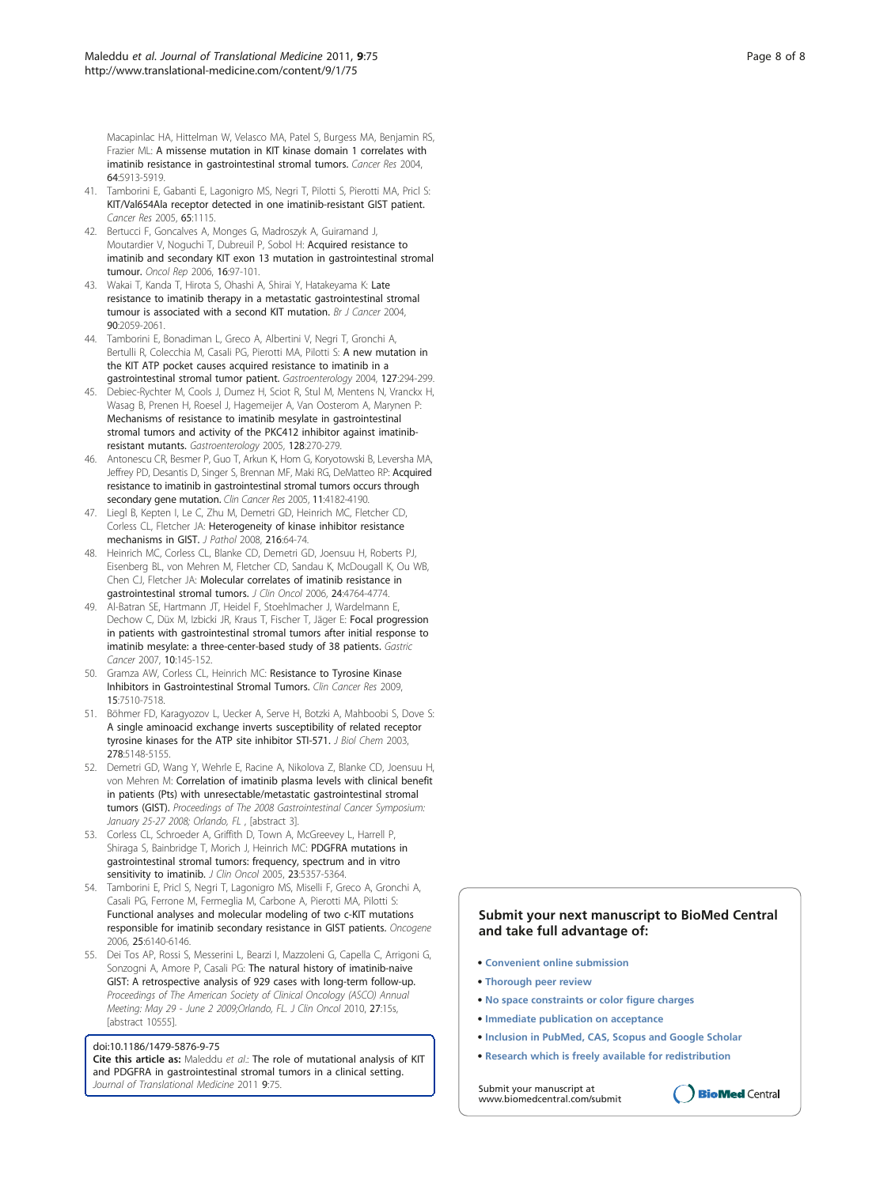Macapinlac HA, Hittelman W, Velasco MA, Patel S, Burgess MA, Benjamin RS, Frazier ML: **A missense mutation in KIT kinase domain 1 correlates with imatinib resistance in gastrointestinal stromal tumors.** *Cancer Res* 2004, **64**:5913-5919.

41. Tamborini E, Gabanti E, Lagonigro MS, Negri T, Pilotti S, Pierotti MA, Pricl S: **KIT/Val654Ala receptor detected in one imatinib-resistant GIST patient.** *Cancer Res* 2005, **65**:1115.
42. Bertucci F, Goncalves A, Monges G, Madroszyk A, Guiramand J, Moutardier V, Noguchi T, Dubreuil P, Sobol H: **Acquired resistance to imatinib and secondary KIT exon 13 mutation in gastrointestinal stromal tumour.** *Oncol Rep* 2006, **16**:97-101.
43. Wakai T, Kanda T, Hirota S, Ohashi A, Shirai Y, Hatakeyama K: **Late resistance to imatinib therapy in a metastatic gastrointestinal stromal tumour is associated with a second KIT mutation.** *Br J Cancer* 2004, **90**:2059-2061.
44. Tamborini E, Bonadiman L, Greco A, Albertini V, Negri T, Gronchi A, Bertulli R, Colecchia M, Casali PG, Pierotti MA, Pilotti S: **A new mutation in the KIT ATP pocket causes acquired resistance to imatinib in a gastrointestinal stromal tumor patient.** *Gastroenterology* 2004, **127**:294-299.
45. Debiec-Rychter M, Cools J, Dumez H, Sciot R, Stul M, Mentens N, Vranckx H, Wasag B, Prenen H, Roesel J, Hagemeijer A, Van Oosterom A, Marynen P: **Mechanisms of resistance to imatinib mesylate in gastrointestinal stromal tumors and activity of the PKC412 inhibitor against imatinib-resistant mutants.** *Gastroenterology* 2005, **128**:270-279.
46. Antonescu CR, Besmer P, Guo T, Arkun K, Hom G, Koryotowski B, Leversha MA, Jeffrey PD, Desantis D, Singer S, Brennan MF, Maki RG, DeMatteo RP: **Acquired resistance to imatinib in gastrointestinal stromal tumors occurs through secondary gene mutation.** *Clin Cancer Res* 2005, **11**:4182-4190.
47. Liegl B, Kepten I, Le C, Zhu M, Demetri GD, Heinrich MC, Fletcher CD, Corless CL, Fletcher JA: **Heterogeneity of kinase inhibitor resistance mechanisms in GIST.** *J Pathol* 2008, **216**:64-74.
48. Heinrich MC, Corless CL, Blanke CD, Demetri GD, Joensuu H, Roberts PJ, Eisenberg BL, von Mehren M, Fletcher CD, Sandau K, McDougall K, Ou WB, Chen CJ, Fletcher JA: **Molecular correlates of imatinib resistance in gastrointestinal stromal tumors.** *J Clin Oncol* 2006, **24**:4764-4774.
49. Al-Batran SE, Hartmann JT, Heidel F, Stoehlmacher J, Wardelmann E, Dechow C, Düx M, Izbicki JR, Kraus T, Fischer T, Jäger E: **Focal progression in patients with gastrointestinal stromal tumors after initial response to imatinib mesylate: a three-center-based study of 38 patients.** *Gastric Cancer* 2007, **10**:145-152.
50. Gramza AW, Corless CL, Heinrich MC: **Resistance to Tyrosine Kinase Inhibitors in Gastrointestinal Stromal Tumors.** *Clin Cancer Res* 2009, **15**:7510-7518.
51. Böhmer FD, Karagyozov L, Uecker A, Serve H, Botzki A, Mahboobi S, Dove S: **A single aminoacid exchange inverts susceptibility of related receptor tyrosine kinases for the ATP site inhibitor STI-571.** *J Biol Chem* 2003, **278**:5148-5155.
52. Demetri GD, Wang Y, Wehrle E, Racine A, Nikolova Z, Blanke CD, Joensuu H, von Mehren M: **Correlation of imatinib plasma levels with clinical benefit in patients (Pts) with unresectable/metastatic gastrointestinal stromal tumors (GIST).** *Proceedings of The 2008 Gastrointestinal Cancer Symposium: January 25-27 2008; Orlando, FL* , [abstract 3].
53. Corless CL, Schroeder A, Griffith D, Town A, McGreevey L, Harrell P, Shiraga S, Bainbridge T, Morich J, Heinrich MC: **PDGFRA mutations in gastrointestinal stromal tumors: frequency, spectrum and in vitro sensitivity to imatinib.** *J Clin Oncol* 2005, **23**:5357-5364.
54. Tamborini E, Pricl S, Negri T, Lagonigro MS, Miselli F, Greco A, Gronchi A, Casali PG, Ferrone M, Fermeglia M, Carbone A, Pierotti MA, Pilotti S: **Functional analyses and molecular modeling of two c-KIT mutations responsible for imatinib secondary resistance in GIST patients.** *Oncogene* 2006, **25**:6140-6146.
55. Dei Tos AP, Rossi S, Messerini L, Bearzi I, Mazzoleni G, Capella C, Arrigoni G, Sonzogni A, Amore P, Casali PG: **The natural history of imatinib-naive GIST: A retrospective analysis of 929 cases with long-term follow-up.** *Proceedings of The American Society of Clinical Oncology (ASCO) Annual Meeting: May 29 - June 2 2009;Orlando, FL. J Clin Oncol* 2010, **27**:15s, [abstract 10555].

doi:10.1186/1479-5876-9-75

**Cite this article as:** Maleddu *et al.*: The role of mutational analysis of KIT and PDGFRA in gastrointestinal stromal tumors in a clinical setting. *Journal of Translational Medicine* 2011 **9**:75.

**Submit your next manuscript to BioMed Central and take full advantage of:**

- **Convenient online submission**
- **Thorough peer review**
- **No space constraints or color figure charges**
- **Immediate publication on acceptance**
- **Inclusion in PubMed, CAS, Scopus and Google Scholar**
- **Research which is freely available for redistribution**

Submit your manuscript at www.biomedcentral.com/submit

BioMed Central